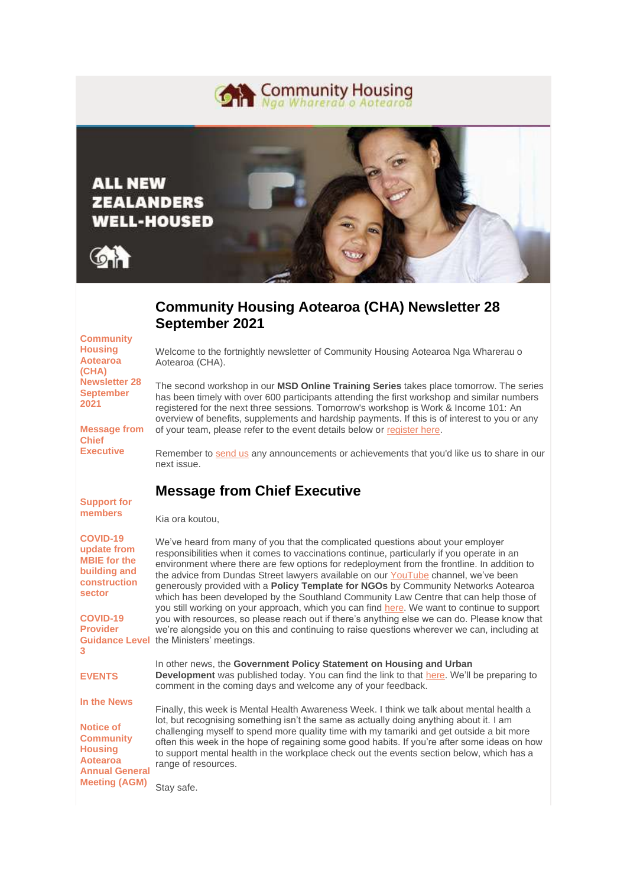Community Housing
Nga Wharerau o Aotearoa

ALL NEW ZEALANDERS WELL-HOUSED

# Community Housing Aotearoa (CHA) Newsletter 28 September 2021

- Community Housing Aotearoa (CHA) Newsletter 28 September 2021
- Message from Chief Executive
- Support for members
- COVID-19 update from MBIE for the building and construction sector
- COVID-19 Provider Guidance Level 3
- EVENTS
- In the News
- Notice of Community Housing Aotearoa Annual General Meeting (AGM)

Welcome to the fortnightly newsletter of Community Housing Aotearoa Nga Wharerau o Aotearoa (CHA).

The second workshop in our **MSD Online Training Series** takes place tomorrow. The series has been timely with over 600 participants attending the first workshop and similar numbers registered for the next three sessions. Tomorrow's workshop is Work & Income 101: An overview of benefits, supplements and hardship payments. If this is of interest to you or any of your team, please refer to the event details below or register here.

Remember to send us any announcements or achievements that you'd like us to share in our next issue.

## Message from Chief Executive

Kia ora koutou,

We've heard from many of you that the complicated questions about your employer responsibilities when it comes to vaccinations continue, particularly if you operate in an environment where there are few options for redeployment from the frontline. In addition to the advice from Dundas Street lawyers available on our YouTube channel, we've been generously provided with a **Policy Template for NGOs** by Community Networks Aotearoa which has been developed by the Southland Community Law Centre that can help those of you still working on your approach, which you can find here. We want to continue to support you with resources, so please reach out if there's anything else we can do. Please know that we're alongside you on this and continuing to raise questions wherever we can, including at the Ministers' meetings.

In other news, the **Government Policy Statement on Housing and Urban Development** was published today. You can find the link to that here. We'll be preparing to comment in the coming days and welcome any of your feedback.

Finally, this week is Mental Health Awareness Week. I think we talk about mental health a lot, but recognising something isn't the same as actually doing anything about it. I am challenging myself to spend more quality time with my tamariki and get outside a bit more often this week in the hope of regaining some good habits. If you're after some ideas on how to support mental health in the workplace check out the events section below, which has a range of resources.

Stay safe.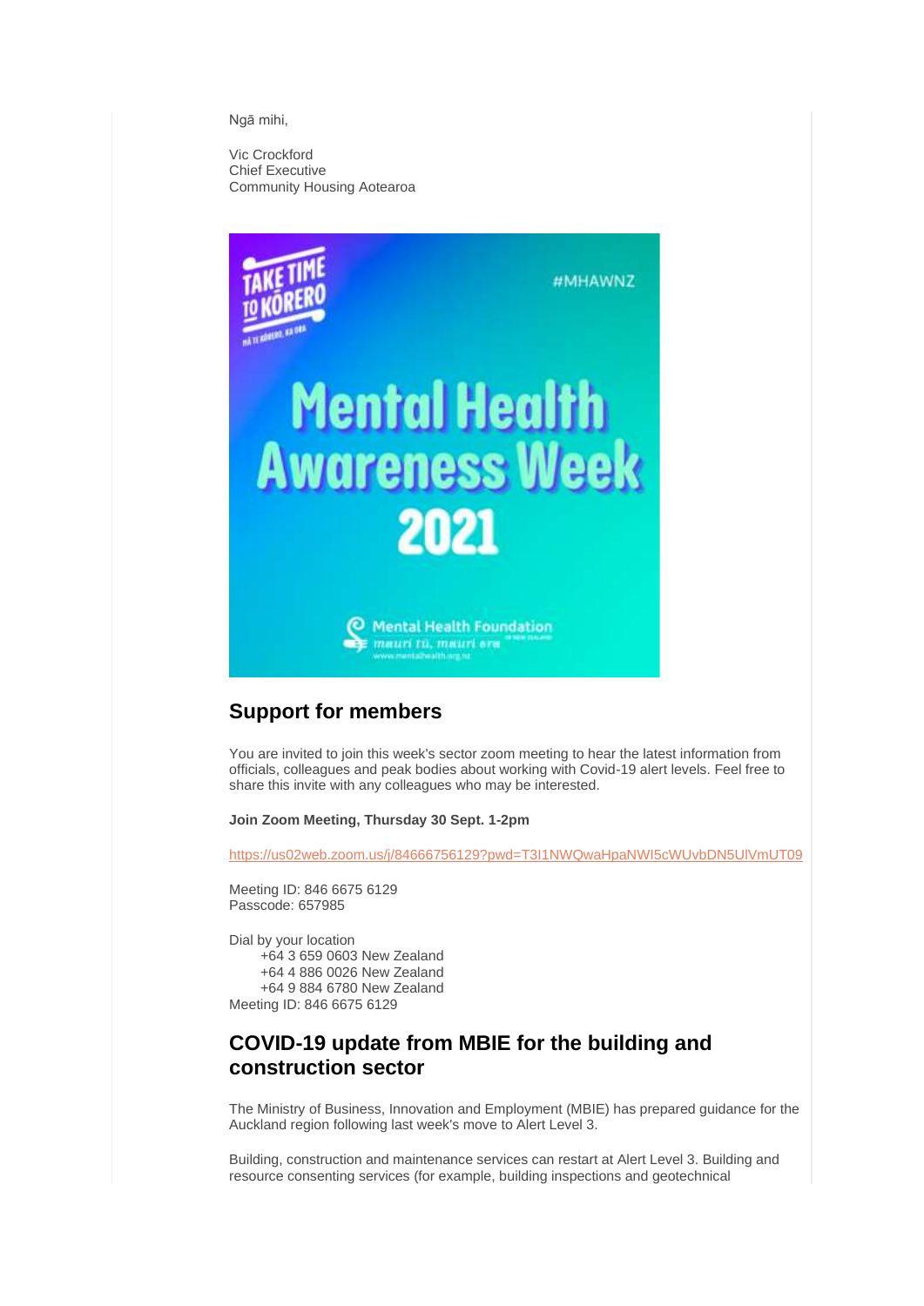Ngā mihi,

Vic Crockford
Chief Executive
Community Housing Aotearoa

## Support for members

You are invited to join this week's sector zoom meeting to hear the latest information from officials, colleagues and peak bodies about working with Covid-19 alert levels. Feel free to share this invite with any colleagues who may be interested.

**Join Zoom Meeting, Thursday 30 Sept. 1-2pm**

https://us02web.zoom.us/j/84666756129?pwd=T3I1NWQwaHpaNWI5cWUvbDN5UlVmUT09

Meeting ID: 846 6675 6129
Passcode: 657985

Dial by your location
+64 3 659 0603 New Zealand
+64 4 886 0026 New Zealand
+64 9 884 6780 New Zealand
Meeting ID: 846 6675 6129

## COVID-19 update from MBIE for the building and construction sector

The Ministry of Business, Innovation and Employment (MBIE) has prepared guidance for the Auckland region following last week's move to Alert Level 3.

Building, construction and maintenance services can restart at Alert Level 3. Building and resource consenting services (for example, building inspections and geotechnical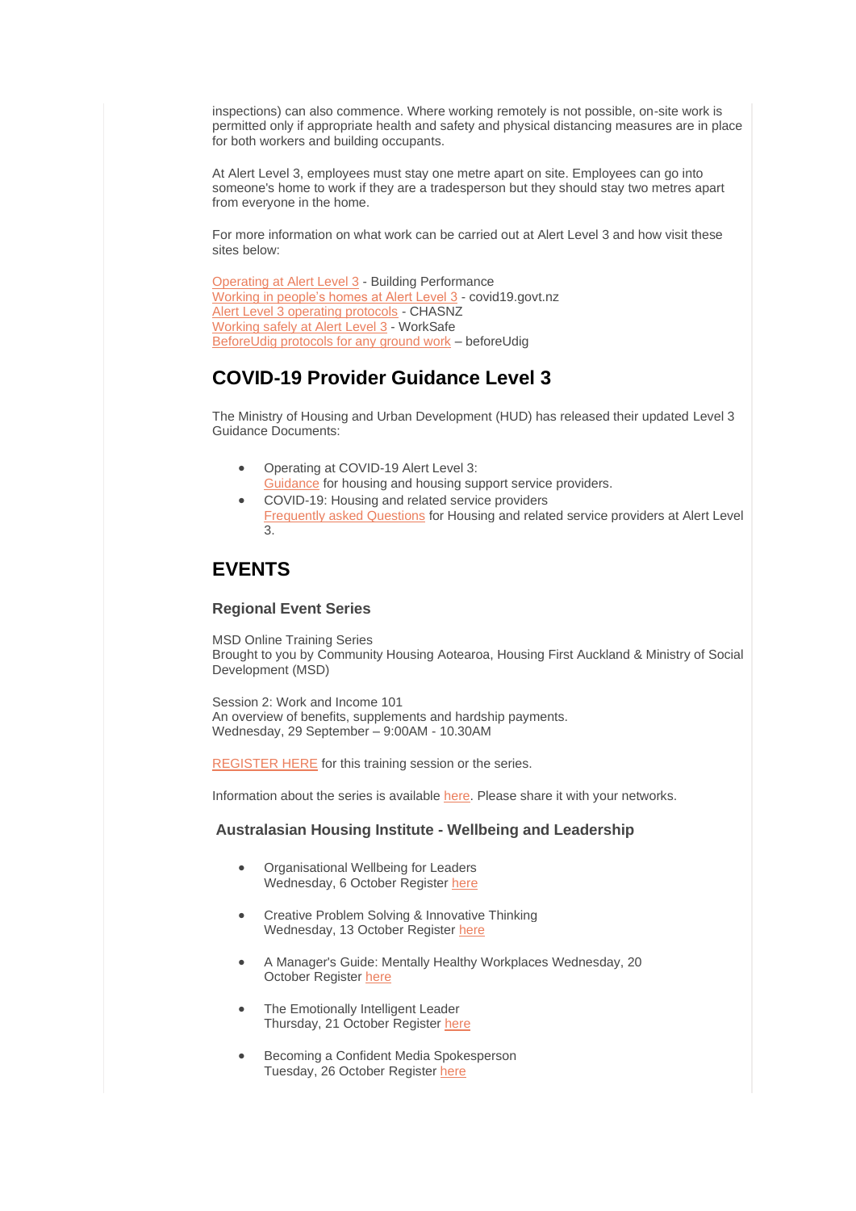inspections) can also commence. Where working remotely is not possible, on-site work is permitted only if appropriate health and safety and physical distancing measures are in place for both workers and building occupants.

At Alert Level 3, employees must stay one metre apart on site. Employees can go into someone's home to work if they are a tradesperson but they should stay two metres apart from everyone in the home.

For more information on what work can be carried out at Alert Level 3 and how visit these sites below:

Operating at Alert Level 3 - Building Performance
Working in people's homes at Alert Level 3 - covid19.govt.nz
Alert Level 3 operating protocols - CHASNZ
Working safely at Alert Level 3 - WorkSafe
BeforeUdig protocols for any ground work – beforeUdig

## COVID-19 Provider Guidance Level 3

The Ministry of Housing and Urban Development (HUD) has released their updated Level 3 Guidance Documents:

- Operating at COVID-19 Alert Level 3:
  Guidance for housing and housing support service providers.
- COVID-19: Housing and related service providers
  Frequently asked Questions for Housing and related service providers at Alert Level 3.

## EVENTS

### Regional Event Series

MSD Online Training Series
Brought to you by Community Housing Aotearoa, Housing First Auckland & Ministry of Social Development (MSD)

Session 2: Work and Income 101
An overview of benefits, supplements and hardship payments.
Wednesday, 29 September – 9:00AM - 10.30AM

REGISTER HERE for this training session or the series.

Information about the series is available here. Please share it with your networks.

### Australasian Housing Institute - Wellbeing and Leadership

- Organisational Wellbeing for Leaders
  Wednesday, 6 October Register here
- Creative Problem Solving & Innovative Thinking
  Wednesday, 13 October Register here
- A Manager's Guide: Mentally Healthy Workplaces Wednesday, 20 October Register here
- The Emotionally Intelligent Leader
  Thursday, 21 October Register here
- Becoming a Confident Media Spokesperson
  Tuesday, 26 October Register here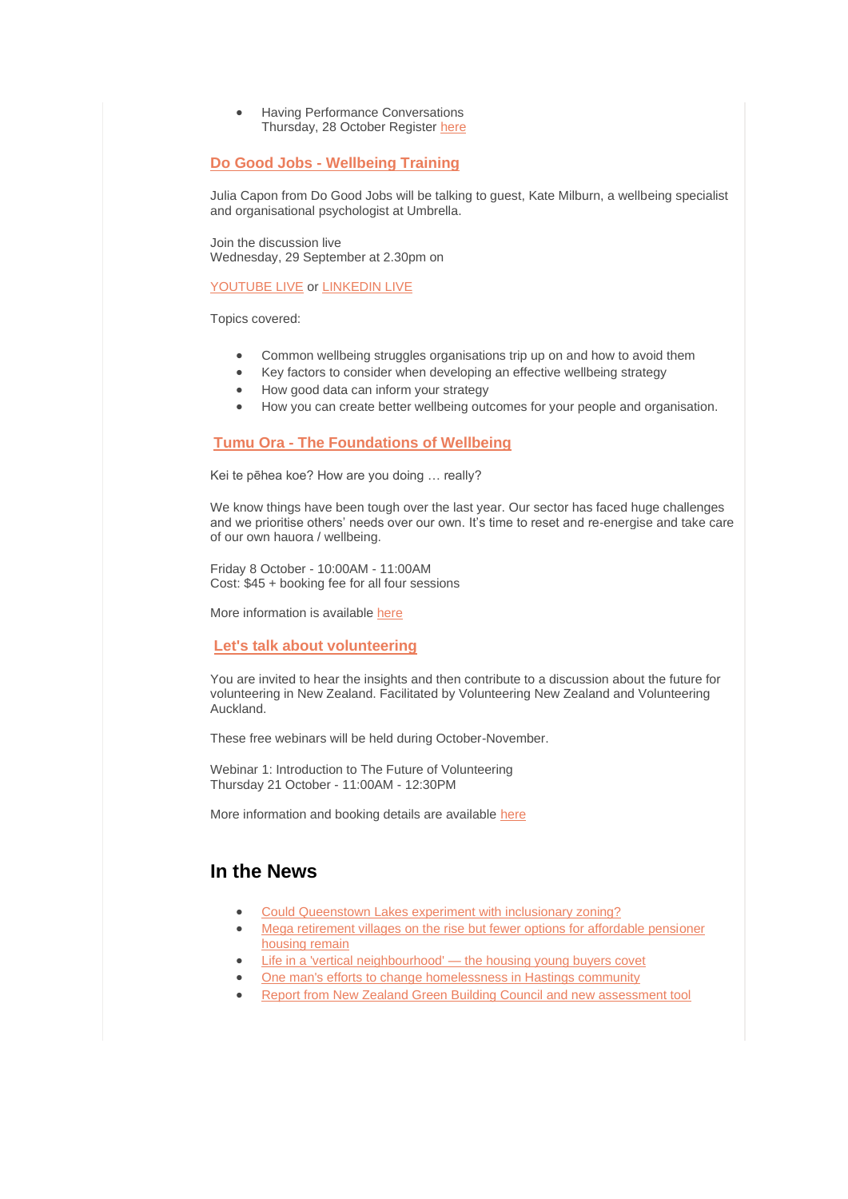- Having Performance Conversations
  Thursday, 28 October Register here

## Do Good Jobs - Wellbeing Training

Julia Capon from Do Good Jobs will be talking to guest, Kate Milburn, a wellbeing specialist and organisational psychologist at Umbrella.

Join the discussion live
Wednesday, 29 September at 2.30pm on

YOUTUBE LIVE or LINKEDIN LIVE

Topics covered:

- Common wellbeing struggles organisations trip up on and how to avoid them
- Key factors to consider when developing an effective wellbeing strategy
- How good data can inform your strategy
- How you can create better wellbeing outcomes for your people and organisation.

## Tumu Ora - The Foundations of Wellbeing

Kei te pēhea koe? How are you doing … really?

We know things have been tough over the last year. Our sector has faced huge challenges and we prioritise others' needs over our own. It's time to reset and re-energise and take care of our own hauora / wellbeing.

Friday 8 October - 10:00AM - 11:00AM
Cost: $45 + booking fee for all four sessions

More information is available here

## Let's talk about volunteering

You are invited to hear the insights and then contribute to a discussion about the future for volunteering in New Zealand. Facilitated by Volunteering New Zealand and Volunteering Auckland.

These free webinars will be held during October-November.

Webinar 1: Introduction to The Future of Volunteering
Thursday 21 October - 11:00AM - 12:30PM

More information and booking details are available here

# In the News

- Could Queenstown Lakes experiment with inclusionary zoning?
- Mega retirement villages on the rise but fewer options for affordable pensioner housing remain
- Life in a 'vertical neighbourhood' — the housing young buyers covet
- One man's efforts to change homelessness in Hastings community
- Report from New Zealand Green Building Council and new assessment tool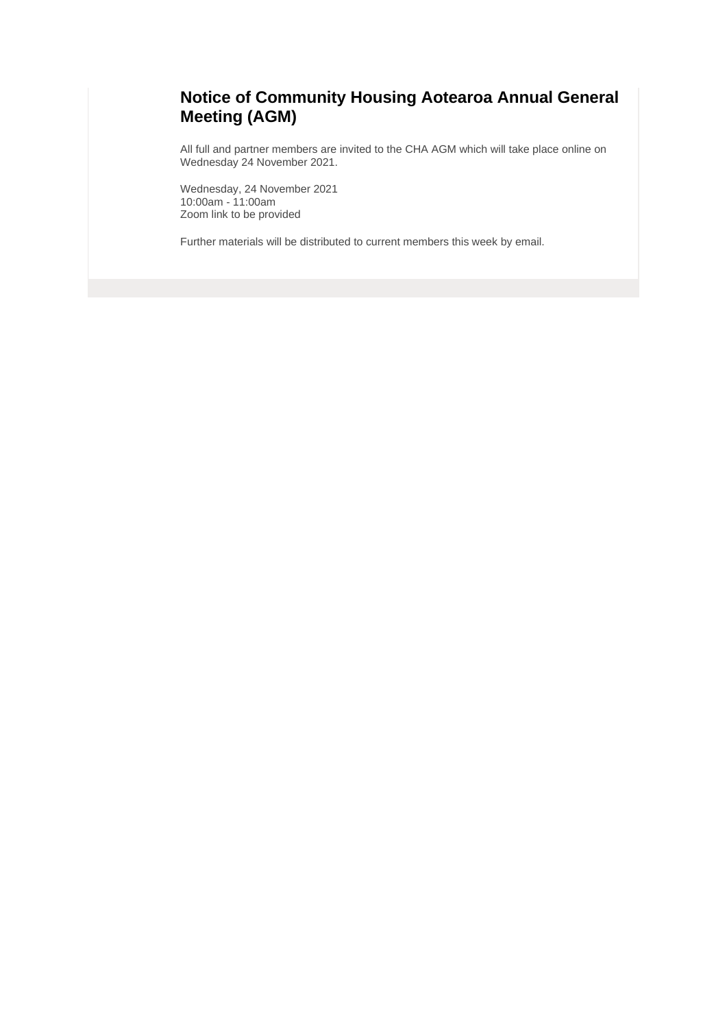## Notice of Community Housing Aotearoa Annual General Meeting (AGM)

All full and partner members are invited to the CHA AGM which will take place online on Wednesday 24 November 2021.

Wednesday, 24 November 2021
10:00am - 11:00am
Zoom link to be provided

Further materials will be distributed to current members this week by email.